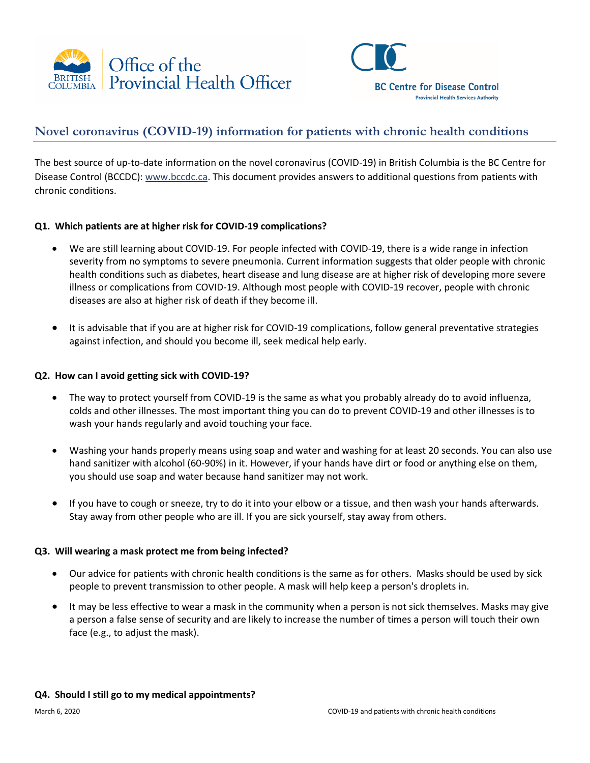Office of the Provincial Health Officer

BC Centre for Disease Control
Provincial Health Services Authority

# Novel coronavirus (COVID-19) information for patients with chronic health conditions

The best source of up-to-date information on the novel coronavirus (COVID-19) in British Columbia is the BC Centre for Disease Control (BCCDC): www.bccdc.ca. This document provides answers to additional questions from patients with chronic conditions.

**Q1. Which patients are at higher risk for COVID-19 complications?**

- We are still learning about COVID-19. For people infected with COVID-19, there is a wide range in infection severity from no symptoms to severe pneumonia. Current information suggests that older people with chronic health conditions such as diabetes, heart disease and lung disease are at higher risk of developing more severe illness or complications from COVID-19. Although most people with COVID-19 recover, people with chronic diseases are also at higher risk of death if they become ill.
- It is advisable that if you are at higher risk for COVID-19 complications, follow general preventative strategies against infection, and should you become ill, seek medical help early.

**Q2. How can I avoid getting sick with COVID-19?**

- The way to protect yourself from COVID-19 is the same as what you probably already do to avoid influenza, colds and other illnesses. The most important thing you can do to prevent COVID-19 and other illnesses is to wash your hands regularly and avoid touching your face.
- Washing your hands properly means using soap and water and washing for at least 20 seconds. You can also use hand sanitizer with alcohol (60-90%) in it. However, if your hands have dirt or food or anything else on them, you should use soap and water because hand sanitizer may not work.
- If you have to cough or sneeze, try to do it into your elbow or a tissue, and then wash your hands afterwards. Stay away from other people who are ill. If you are sick yourself, stay away from others.

**Q3. Will wearing a mask protect me from being infected?**

- Our advice for patients with chronic health conditions is the same as for others. Masks should be used by sick people to prevent transmission to other people. A mask will help keep a person's droplets in.
- It may be less effective to wear a mask in the community when a person is not sick themselves. Masks may give a person a false sense of security and are likely to increase the number of times a person will touch their own face (e.g., to adjust the mask).

**Q4. Should I still go to my medical appointments?**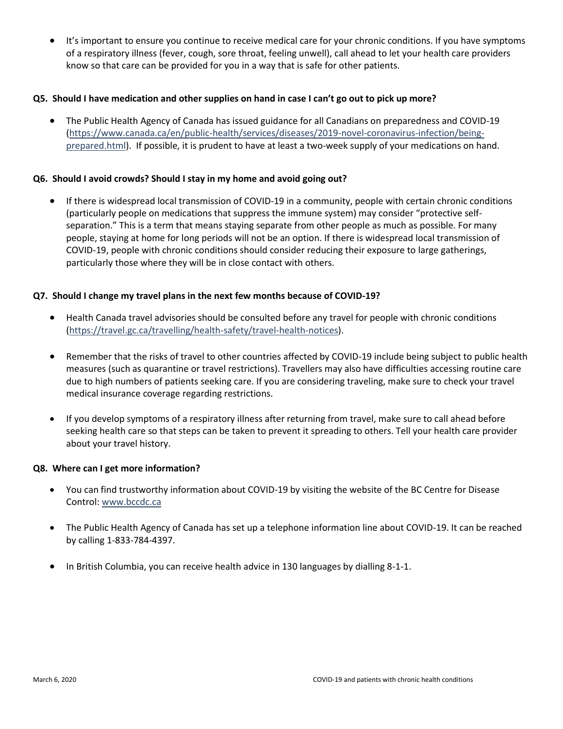- It's important to ensure you continue to receive medical care for your chronic conditions. If you have symptoms of a respiratory illness (fever, cough, sore throat, feeling unwell), call ahead to let your health care providers know so that care can be provided for you in a way that is safe for other patients.

**Q5. Should I have medication and other supplies on hand in case I can't go out to pick up more?**

- The Public Health Agency of Canada has issued guidance for all Canadians on preparedness and COVID-19 (https://www.canada.ca/en/public-health/services/diseases/2019-novel-coronavirus-infection/being-prepared.html). If possible, it is prudent to have at least a two-week supply of your medications on hand.

**Q6. Should I avoid crowds? Should I stay in my home and avoid going out?**

- If there is widespread local transmission of COVID-19 in a community, people with certain chronic conditions (particularly people on medications that suppress the immune system) may consider "protective self-separation." This is a term that means staying separate from other people as much as possible. For many people, staying at home for long periods will not be an option. If there is widespread local transmission of COVID-19, people with chronic conditions should consider reducing their exposure to large gatherings, particularly those where they will be in close contact with others.

**Q7. Should I change my travel plans in the next few months because of COVID-19?**

- Health Canada travel advisories should be consulted before any travel for people with chronic conditions (https://travel.gc.ca/travelling/health-safety/travel-health-notices).

- Remember that the risks of travel to other countries affected by COVID-19 include being subject to public health measures (such as quarantine or travel restrictions). Travellers may also have difficulties accessing routine care due to high numbers of patients seeking care. If you are considering traveling, make sure to check your travel medical insurance coverage regarding restrictions.

- If you develop symptoms of a respiratory illness after returning from travel, make sure to call ahead before seeking health care so that steps can be taken to prevent it spreading to others. Tell your health care provider about your travel history.

**Q8. Where can I get more information?**

- You can find trustworthy information about COVID-19 by visiting the website of the BC Centre for Disease Control: www.bccdc.ca

- The Public Health Agency of Canada has set up a telephone information line about COVID-19. It can be reached by calling 1-833-784-4397.

- In British Columbia, you can receive health advice in 130 languages by dialling 8-1-1.